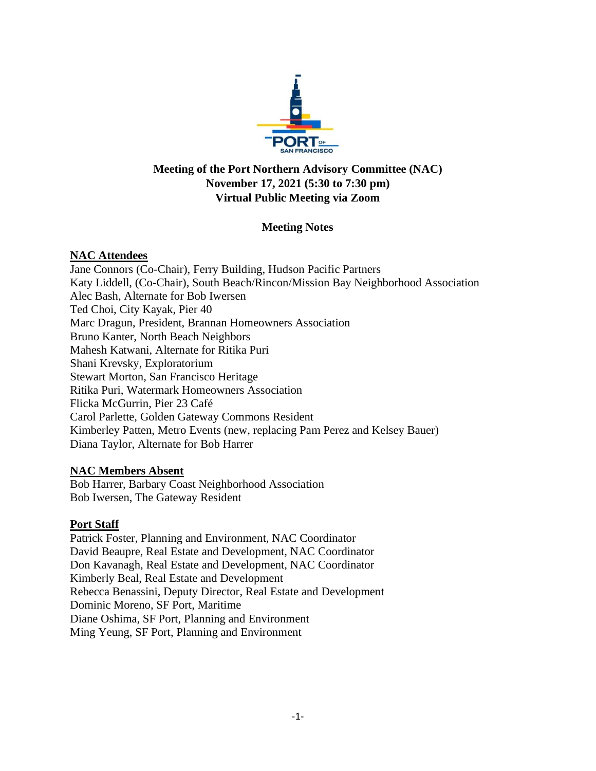# Meeting of the Port Northern Advisory Committee (NAC)
## November 17, 2021 (5:30 to 7:30 pm)
## Virtual Public Meeting via Zoom

### Meeting Notes

**NAC Attendees**

Jane Connors (Co-Chair), Ferry Building, Hudson Pacific Partners
Katy Liddell, (Co-Chair), South Beach/Rincon/Mission Bay Neighborhood Association
Alec Bash, Alternate for Bob Iwersen
Ted Choi, City Kayak, Pier 40
Marc Dragun, President, Brannan Homeowners Association
Bruno Kanter, North Beach Neighbors
Mahesh Katwani, Alternate for Ritika Puri
Shani Krevsky, Exploratorium
Stewart Morton, San Francisco Heritage
Ritika Puri, Watermark Homeowners Association
Flicka McGurrin, Pier 23 Café
Carol Parlette, Golden Gateway Commons Resident
Kimberley Patten, Metro Events (new, replacing Pam Perez and Kelsey Bauer)
Diana Taylor, Alternate for Bob Harrer

**NAC Members Absent**

Bob Harrer, Barbary Coast Neighborhood Association
Bob Iwersen, The Gateway Resident

**Port Staff**

Patrick Foster, Planning and Environment, NAC Coordinator
David Beaupre, Real Estate and Development, NAC Coordinator
Don Kavanagh, Real Estate and Development, NAC Coordinator
Kimberly Beal, Real Estate and Development
Rebecca Benassini, Deputy Director, Real Estate and Development
Dominic Moreno, SF Port, Maritime
Diane Oshima, SF Port, Planning and Environment
Ming Yeung, SF Port, Planning and Environment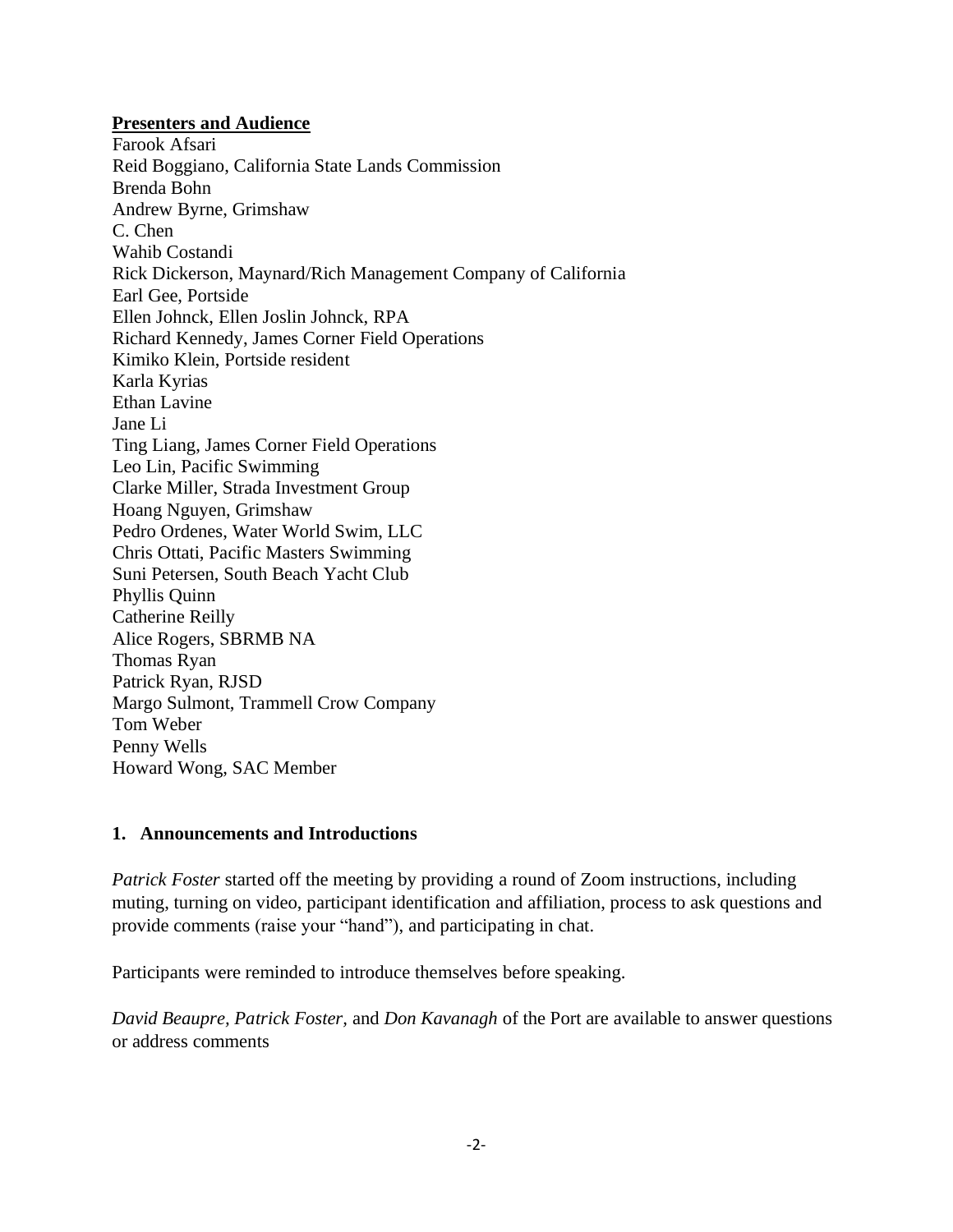**Presenters and Audience**

Farook Afsari  
Reid Boggiano, California State Lands Commission  
Brenda Bohn  
Andrew Byrne, Grimshaw  
C. Chen  
Wahib Costandi  
Rick Dickerson, Maynard/Rich Management Company of California  
Earl Gee, Portside  
Ellen Johnck, Ellen Joslin Johnck, RPA  
Richard Kennedy, James Corner Field Operations  
Kimiko Klein, Portside resident  
Karla Kyrias  
Ethan Lavine  
Jane Li  
Ting Liang, James Corner Field Operations  
Leo Lin, Pacific Swimming  
Clarke Miller, Strada Investment Group  
Hoang Nguyen, Grimshaw  
Pedro Ordenes, Water World Swim, LLC  
Chris Ottati, Pacific Masters Swimming  
Suni Petersen, South Beach Yacht Club  
Phyllis Quinn  
Catherine Reilly  
Alice Rogers, SBRMB NA  
Thomas Ryan  
Patrick Ryan, RJSD  
Margo Sulmont, Trammell Crow Company  
Tom Weber  
Penny Wells  
Howard Wong, SAC Member

## 1. Announcements and Introductions

*Patrick Foster* started off the meeting by providing a round of Zoom instructions, including muting, turning on video, participant identification and affiliation, process to ask questions and provide comments (raise your "hand"), and participating in chat.

Participants were reminded to introduce themselves before speaking.

*David Beaupre, Patrick Foster,* and *Don Kavanagh* of the Port are available to answer questions or address comments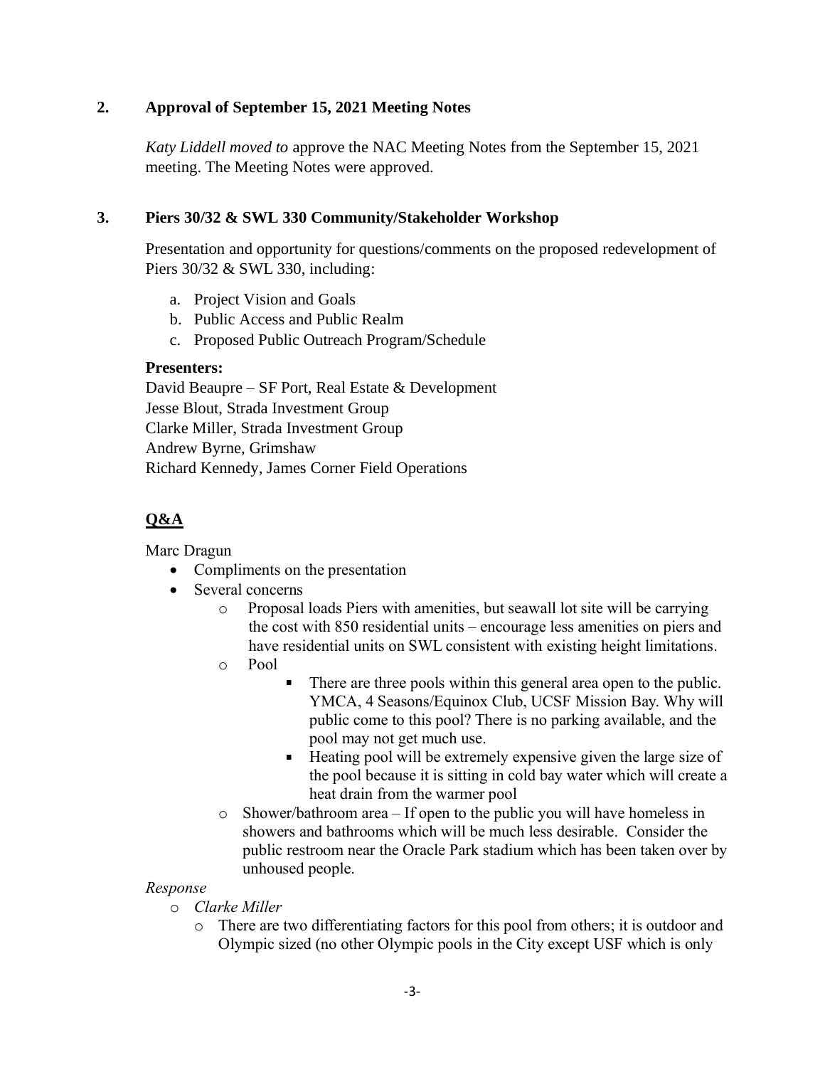## 2. Approval of September 15, 2021 Meeting Notes

*Katy Liddell moved to* approve the NAC Meeting Notes from the September 15, 2021 meeting. The Meeting Notes were approved.

## 3. Piers 30/32 & SWL 330 Community/Stakeholder Workshop

Presentation and opportunity for questions/comments on the proposed redevelopment of Piers 30/32 & SWL 330, including:

a. Project Vision and Goals
b. Public Access and Public Realm
c. Proposed Public Outreach Program/Schedule

**Presenters:**
David Beaupre – SF Port, Real Estate & Development
Jesse Blout, Strada Investment Group
Clarke Miller, Strada Investment Group
Andrew Byrne, Grimshaw
Richard Kennedy, James Corner Field Operations

**Q&A**

Marc Dragun

- Compliments on the presentation
- Several concerns
  - Proposal loads Piers with amenities, but seawall lot site will be carrying the cost with 850 residential units – encourage less amenities on piers and have residential units on SWL consistent with existing height limitations.
  - Pool
    - There are three pools within this general area open to the public. YMCA, 4 Seasons/Equinox Club, UCSF Mission Bay. Why will public come to this pool? There is no parking available, and the pool may not get much use.
    - Heating pool will be extremely expensive given the large size of the pool because it is sitting in cold bay water which will create a heat drain from the warmer pool
  - Shower/bathroom area – If open to the public you will have homeless in showers and bathrooms which will be much less desirable. Consider the public restroom near the Oracle Park stadium which has been taken over by unhoused people.

*Response*

- *Clarke Miller*
  - There are two differentiating factors for this pool from others; it is outdoor and Olympic sized (no other Olympic pools in the City except USF which is only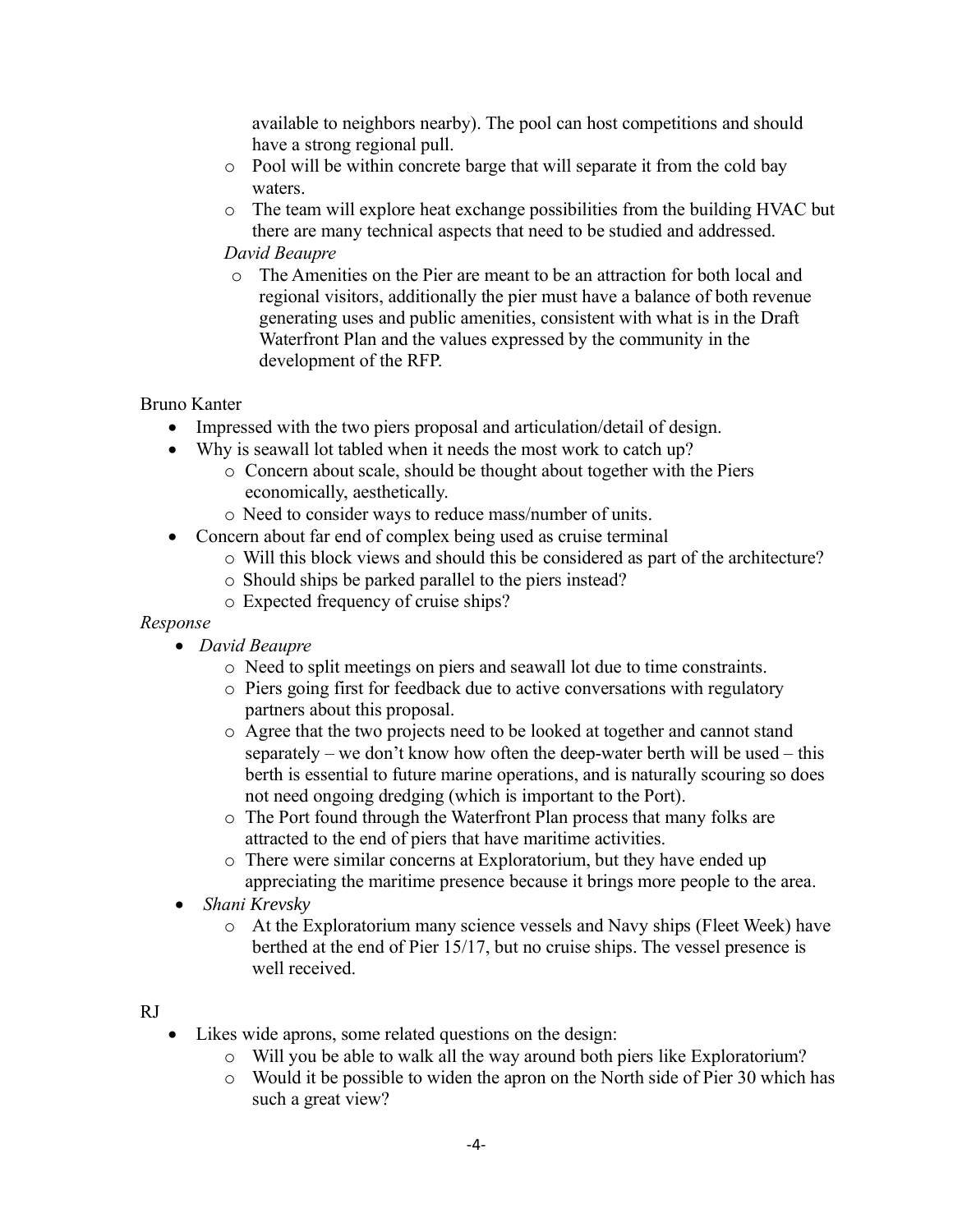available to neighbors nearby). The pool can host competitions and should have a strong regional pull.

  - Pool will be within concrete barge that will separate it from the cold bay waters.
  - The team will explore heat exchange possibilities from the building HVAC but there are many technical aspects that need to be studied and addressed.

  *David Beaupre*

  - The Amenities on the Pier are meant to be an attraction for both local and regional visitors, additionally the pier must have a balance of both revenue generating uses and public amenities, consistent with what is in the Draft Waterfront Plan and the values expressed by the community in the development of the RFP.

Bruno Kanter

- Impressed with the two piers proposal and articulation/detail of design.
- Why is seawall lot tabled when it needs the most work to catch up?
  - Concern about scale, should be thought about together with the Piers economically, aesthetically.
  - Need to consider ways to reduce mass/number of units.
- Concern about far end of complex being used as cruise terminal
  - Will this block views and should this be considered as part of the architecture?
  - Should ships be parked parallel to the piers instead?
  - Expected frequency of cruise ships?

*Response*

- *David Beaupre*
  - Need to split meetings on piers and seawall lot due to time constraints.
  - Piers going first for feedback due to active conversations with regulatory partners about this proposal.
  - Agree that the two projects need to be looked at together and cannot stand separately – we don't know how often the deep-water berth will be used – this berth is essential to future marine operations, and is naturally scouring so does not need ongoing dredging (which is important to the Port).
  - The Port found through the Waterfront Plan process that many folks are attracted to the end of piers that have maritime activities.
  - There were similar concerns at Exploratorium, but they have ended up appreciating the maritime presence because it brings more people to the area.
- *Shani Krevsky*
  - At the Exploratorium many science vessels and Navy ships (Fleet Week) have berthed at the end of Pier 15/17, but no cruise ships. The vessel presence is well received.

RJ

- Likes wide aprons, some related questions on the design:
  - Will you be able to walk all the way around both piers like Exploratorium?
  - Would it be possible to widen the apron on the North side of Pier 30 which has such a great view?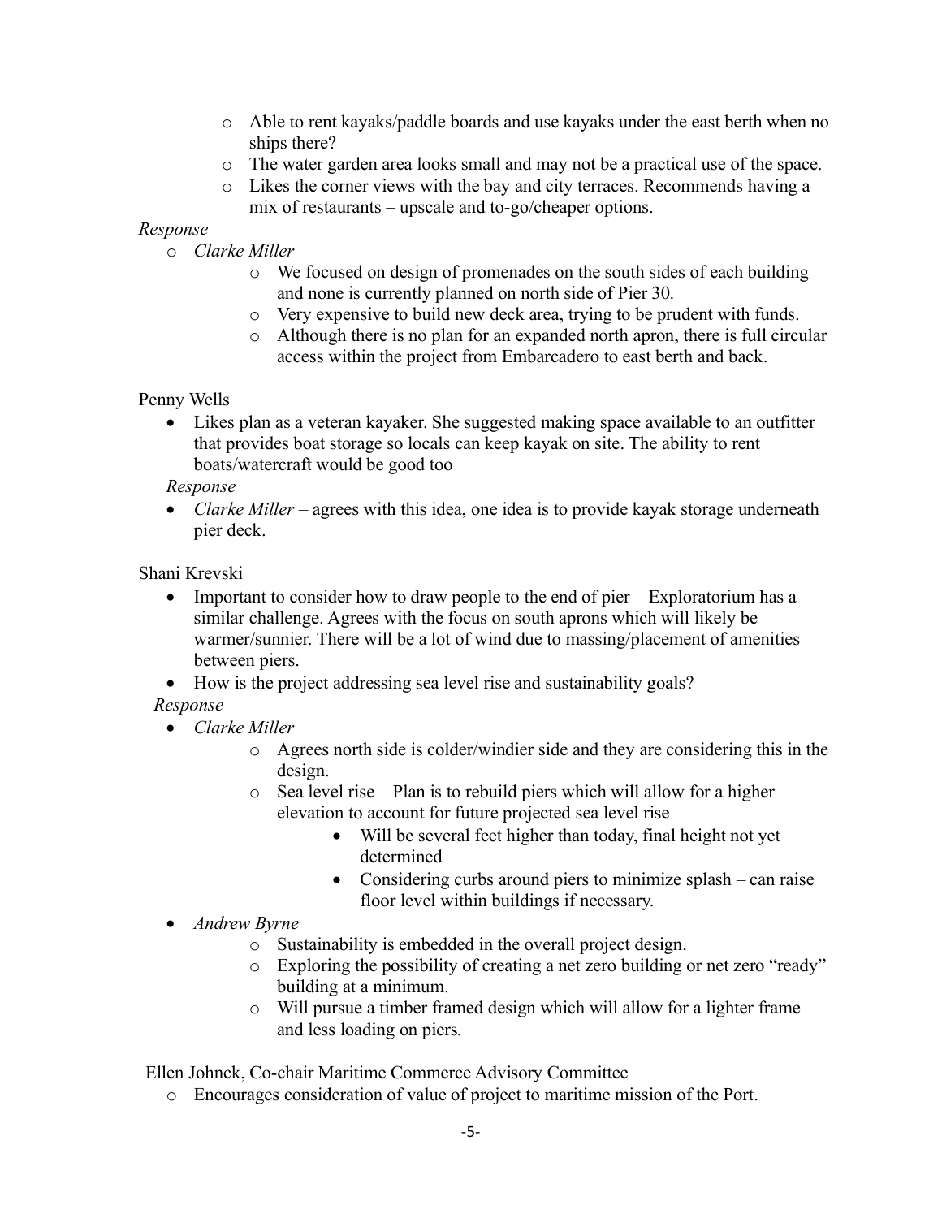- Able to rent kayaks/paddle boards and use kayaks under the east berth when no ships there?
- The water garden area looks small and may not be a practical use of the space.
- Likes the corner views with the bay and city terraces. Recommends having a mix of restaurants – upscale and to-go/cheaper options.

*Response*

- *Clarke Miller*
    - We focused on design of promenades on the south sides of each building and none is currently planned on north side of Pier 30.
    - Very expensive to build new deck area, trying to be prudent with funds.
    - Although there is no plan for an expanded north apron, there is full circular access within the project from Embarcadero to east berth and back.

Penny Wells

- Likes plan as a veteran kayaker. She suggested making space available to an outfitter that provides boat storage so locals can keep kayak on site. The ability to rent boats/watercraft would be good too

*Response*

- *Clarke Miller* – agrees with this idea, one idea is to provide kayak storage underneath pier deck.

Shani Krevski

- Important to consider how to draw people to the end of pier – Exploratorium has a similar challenge. Agrees with the focus on south aprons which will likely be warmer/sunnier. There will be a lot of wind due to massing/placement of amenities between piers.
- How is the project addressing sea level rise and sustainability goals?

*Response*

- *Clarke Miller*
    - Agrees north side is colder/windier side and they are considering this in the design.
    - Sea level rise – Plan is to rebuild piers which will allow for a higher elevation to account for future projected sea level rise
        - Will be several feet higher than today, final height not yet determined
        - Considering curbs around piers to minimize splash – can raise floor level within buildings if necessary.
- *Andrew Byrne*
    - Sustainability is embedded in the overall project design.
    - Exploring the possibility of creating a net zero building or net zero "ready" building at a minimum.
    - Will pursue a timber framed design which will allow for a lighter frame and less loading on piers.

Ellen Johnck, Co-chair Maritime Commerce Advisory Committee

- Encourages consideration of value of project to maritime mission of the Port.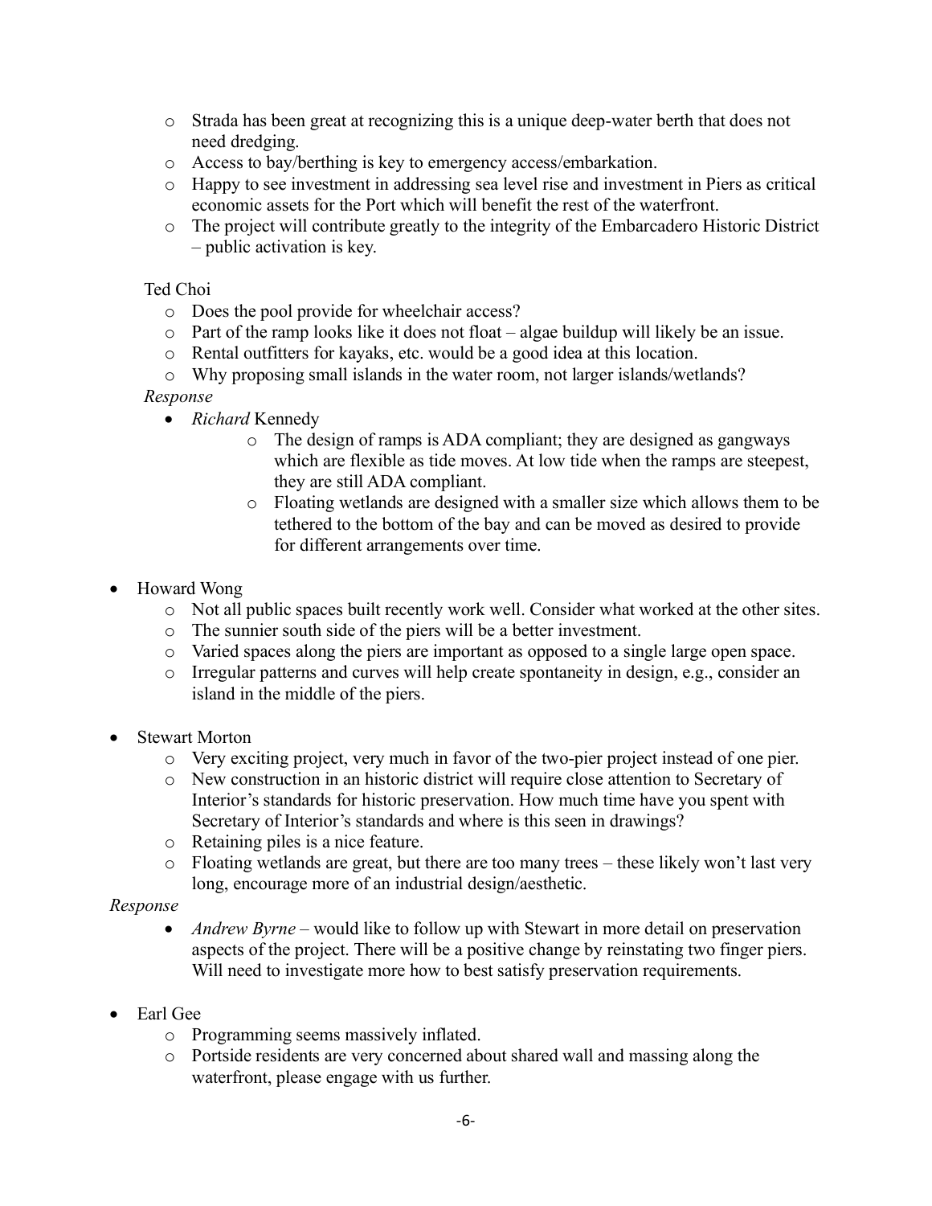- Strada has been great at recognizing this is a unique deep-water berth that does not need dredging.
  - Access to bay/berthing is key to emergency access/embarkation.
  - Happy to see investment in addressing sea level rise and investment in Piers as critical economic assets for the Port which will benefit the rest of the waterfront.
  - The project will contribute greatly to the integrity of the Embarcadero Historic District – public activation is key.

Ted Choi

  - Does the pool provide for wheelchair access?
  - Part of the ramp looks like it does not float – algae buildup will likely be an issue.
  - Rental outfitters for kayaks, etc. would be a good idea at this location.
  - Why proposing small islands in the water room, not larger islands/wetlands?

*Response*

- *Richard* Kennedy
  - The design of ramps is ADA compliant; they are designed as gangways which are flexible as tide moves. At low tide when the ramps are steepest, they are still ADA compliant.
  - Floating wetlands are designed with a smaller size which allows them to be tethered to the bottom of the bay and can be moved as desired to provide for different arrangements over time.

- Howard Wong
  - Not all public spaces built recently work well. Consider what worked at the other sites.
  - The sunnier south side of the piers will be a better investment.
  - Varied spaces along the piers are important as opposed to a single large open space.
  - Irregular patterns and curves will help create spontaneity in design, e.g., consider an island in the middle of the piers.

- Stewart Morton
  - Very exciting project, very much in favor of the two-pier project instead of one pier.
  - New construction in an historic district will require close attention to Secretary of Interior's standards for historic preservation. How much time have you spent with Secretary of Interior's standards and where is this seen in drawings?
  - Retaining piles is a nice feature.
  - Floating wetlands are great, but there are too many trees – these likely won't last very long, encourage more of an industrial design/aesthetic.

*Response*

- *Andrew Byrne* – would like to follow up with Stewart in more detail on preservation aspects of the project. There will be a positive change by reinstating two finger piers. Will need to investigate more how to best satisfy preservation requirements.

- Earl Gee
  - Programming seems massively inflated.
  - Portside residents are very concerned about shared wall and massing along the waterfront, please engage with us further.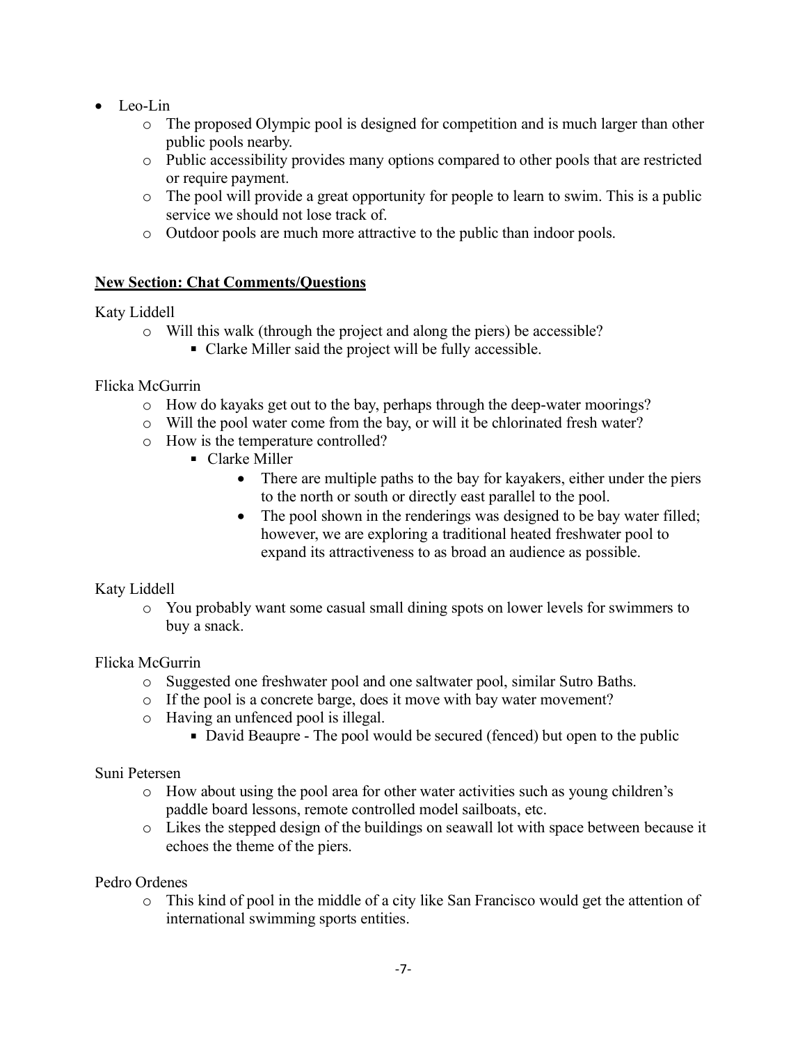- Leo-Lin
  - The proposed Olympic pool is designed for competition and is much larger than other public pools nearby.
  - Public accessibility provides many options compared to other pools that are restricted or require payment.
  - The pool will provide a great opportunity for people to learn to swim. This is a public service we should not lose track of.
  - Outdoor pools are much more attractive to the public than indoor pools.

**New Section: Chat Comments/Questions**

Katy Liddell

- Will this walk (through the project and along the piers) be accessible?
  - Clarke Miller said the project will be fully accessible.

Flicka McGurrin

- How do kayaks get out to the bay, perhaps through the deep-water moorings?
- Will the pool water come from the bay, or will it be chlorinated fresh water?
- How is the temperature controlled?
  - Clarke Miller
    - There are multiple paths to the bay for kayakers, either under the piers to the north or south or directly east parallel to the pool.
    - The pool shown in the renderings was designed to be bay water filled; however, we are exploring a traditional heated freshwater pool to expand its attractiveness to as broad an audience as possible.

Katy Liddell

- You probably want some casual small dining spots on lower levels for swimmers to buy a snack.

Flicka McGurrin

- Suggested one freshwater pool and one saltwater pool, similar Sutro Baths.
- If the pool is a concrete barge, does it move with bay water movement?
- Having an unfenced pool is illegal.
  - David Beaupre - The pool would be secured (fenced) but open to the public

Suni Petersen

- How about using the pool area for other water activities such as young children's paddle board lessons, remote controlled model sailboats, etc.
- Likes the stepped design of the buildings on seawall lot with space between because it echoes the theme of the piers.

Pedro Ordenes

- This kind of pool in the middle of a city like San Francisco would get the attention of international swimming sports entities.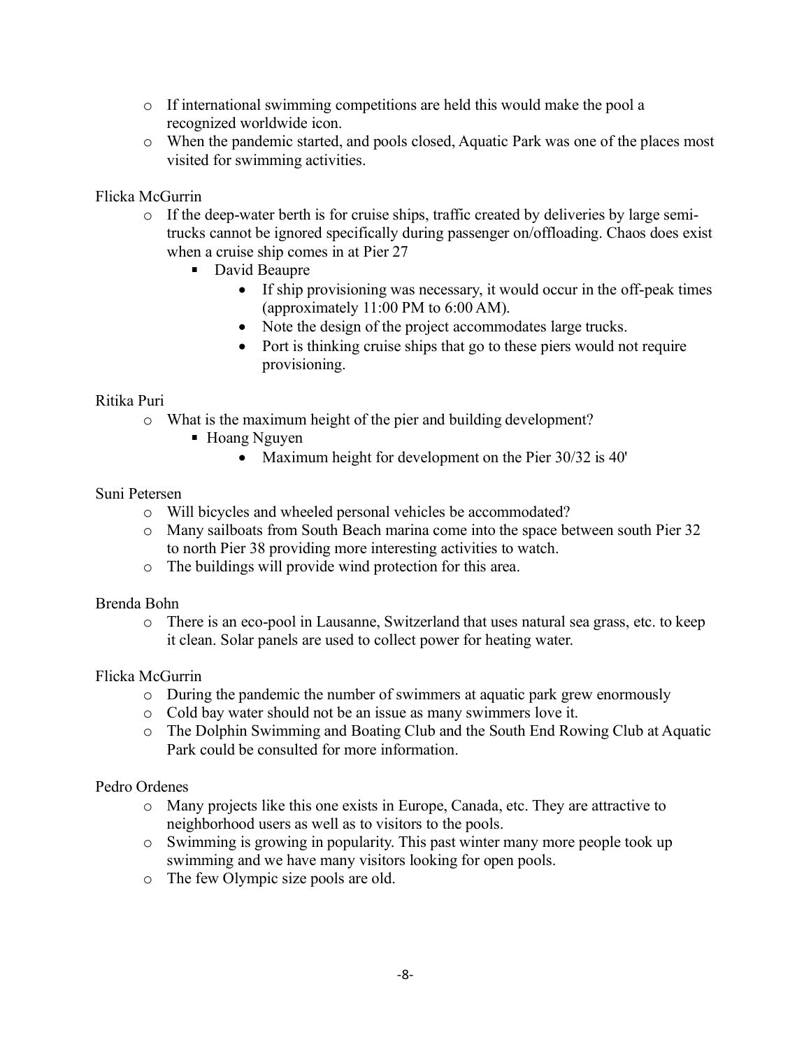- If international swimming competitions are held this would make the pool a recognized worldwide icon.
- When the pandemic started, and pools closed, Aquatic Park was one of the places most visited for swimming activities.

Flicka McGurrin

- If the deep-water berth is for cruise ships, traffic created by deliveries by large semi-trucks cannot be ignored specifically during passenger on/offloading. Chaos does exist when a cruise ship comes in at Pier 27
    - David Beaupre
        - If ship provisioning was necessary, it would occur in the off-peak times (approximately 11:00 PM to 6:00 AM).
        - Note the design of the project accommodates large trucks.
        - Port is thinking cruise ships that go to these piers would not require provisioning.

Ritika Puri

- What is the maximum height of the pier and building development?
    - Hoang Nguyen
        - Maximum height for development on the Pier 30/32 is 40'

Suni Petersen

- Will bicycles and wheeled personal vehicles be accommodated?
- Many sailboats from South Beach marina come into the space between south Pier 32 to north Pier 38 providing more interesting activities to watch.
- The buildings will provide wind protection for this area.

Brenda Bohn

- There is an eco-pool in Lausanne, Switzerland that uses natural sea grass, etc. to keep it clean. Solar panels are used to collect power for heating water.

Flicka McGurrin

- During the pandemic the number of swimmers at aquatic park grew enormously
- Cold bay water should not be an issue as many swimmers love it.
- The Dolphin Swimming and Boating Club and the South End Rowing Club at Aquatic Park could be consulted for more information.

Pedro Ordenes

- Many projects like this one exists in Europe, Canada, etc. They are attractive to neighborhood users as well as to visitors to the pools.
- Swimming is growing in popularity. This past winter many more people took up swimming and we have many visitors looking for open pools.
- The few Olympic size pools are old.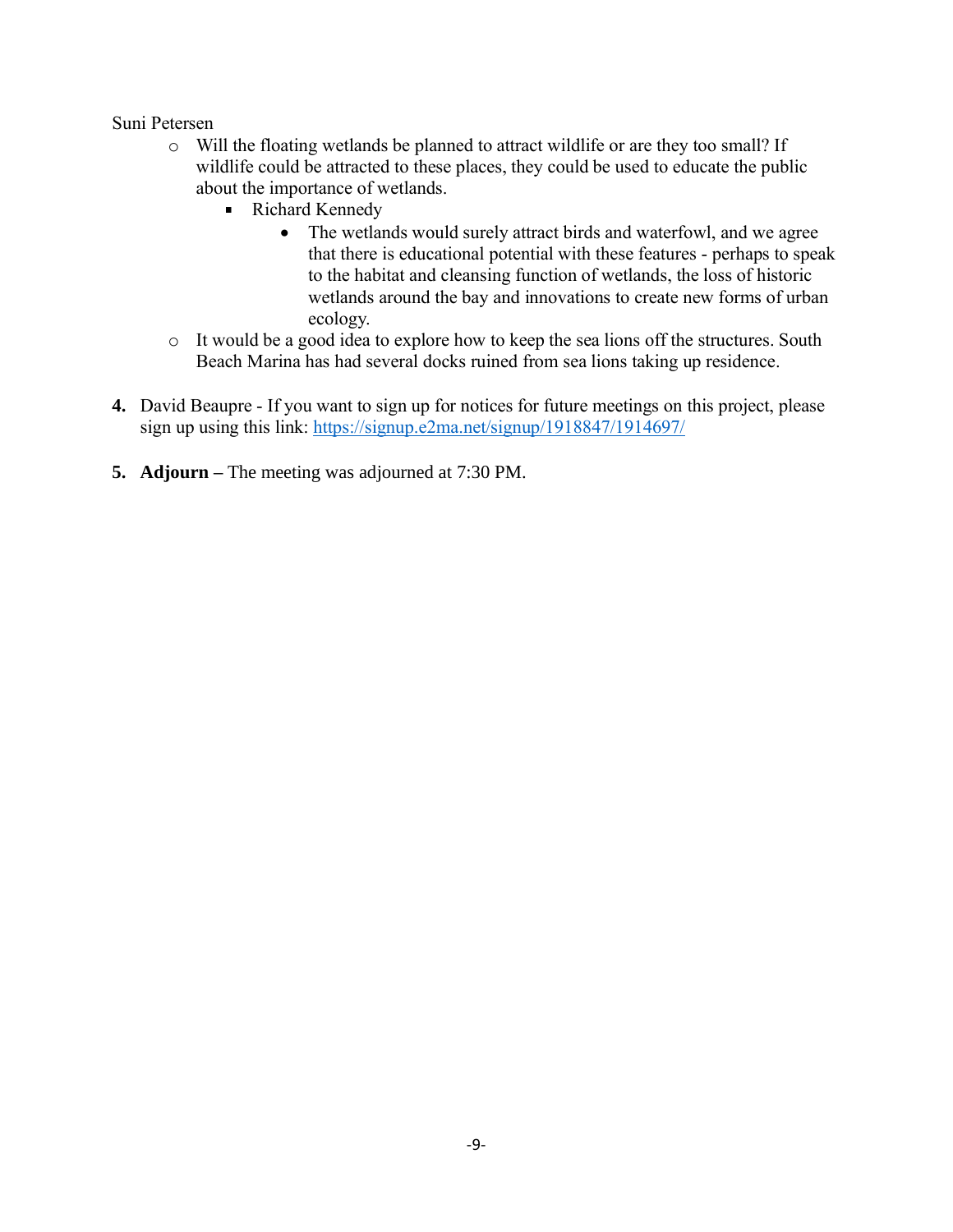Suni Petersen

- Will the floating wetlands be planned to attract wildlife or are they too small? If wildlife could be attracted to these places, they could be used to educate the public about the importance of wetlands.
    - Richard Kennedy
        - The wetlands would surely attract birds and waterfowl, and we agree that there is educational potential with these features - perhaps to speak to the habitat and cleansing function of wetlands, the loss of historic wetlands around the bay and innovations to create new forms of urban ecology.
- It would be a good idea to explore how to keep the sea lions off the structures. South Beach Marina has had several docks ruined from sea lions taking up residence.

4. David Beaupre - If you want to sign up for notices for future meetings on this project, please sign up using this link: [https://signup.e2ma.net/signup/1918847/1914697/](https://signup.e2ma.net/signup/1918847/1914697/)

5. **Adjourn –** The meeting was adjourned at 7:30 PM.